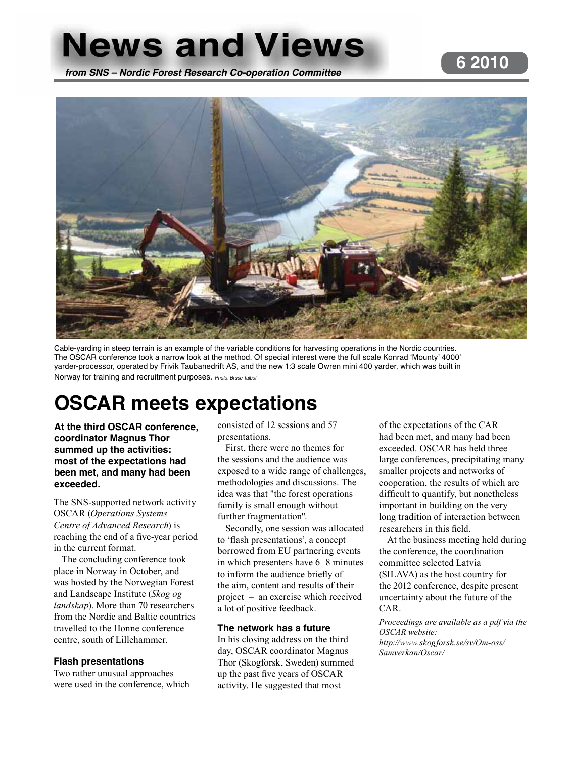# News and Views

*from SNS – Nordic Forest Research Co-operation Committee*

**6 2010**

Cable-yarding in steep terrain is an example of the variable conditions for harvesting operations in the Nordic countries. The OSCAR conference took a narrow look at the method. Of special interest were the full scale Konrad 'Mounty' 4000' yarder-processor, operated by Frivik Taubanedrift AS, and the new 1:3 scale Owren mini 400 yarder, which was built in Norway for training and recruitment purposes. *Photo: Bruce Talbot*

## OSCAR meets expectations

**At the third OSCAR conference, coordinator Magnus Thor summed up the activities: most of the expectations had been met, and many had been exceeded.**

The SNS-supported network activity OSCAR (*Operations Systems – Centre of Advanced Research*) is reaching the end of a five-year period in the current format.

The concluding conference took place in Norway in October, and was hosted by the Norwegian Forest and Landscape Institute (*Skog og landskap*). More than 70 researchers from the Nordic and Baltic countries travelled to the Honne conference centre, south of Lillehammer.

### Flash presentations

Two rather unusual approaches were used in the conference, which consisted of 12 sessions and 57 presentations.

First, there were no themes for the sessions and the audience was exposed to a wide range of challenges, methodologies and discussions. The idea was that "the forest operations family is small enough without further fragmentation".

Secondly, one session was allocated to 'flash presentations', a concept borrowed from EU partnering events in which presenters have 6–8 minutes to inform the audience briefly of the aim, content and results of their project – an exercise which received a lot of positive feedback.

### The network has a future

In his closing address on the third day, OSCAR coordinator Magnus Thor (Skogforsk, Sweden) summed up the past five years of OSCAR activity. He suggested that most of the expectations of the CAR had been met, and many had been exceeded. OSCAR has held three large conferences, precipitating many smaller projects and networks of cooperation, the results of which are difficult to quantify, but nonetheless important in building on the very long tradition of interaction between researchers in this field.

At the business meeting held during the conference, the coordination committee selected Latvia (SILAVA) as the host country for the 2012 conference, despite present uncertainty about the future of the CAR.

*Proceedings are available as a pdf via the OSCAR website: http://www.skogforsk.se/sv/Om-oss/Samverkan/Oscar/*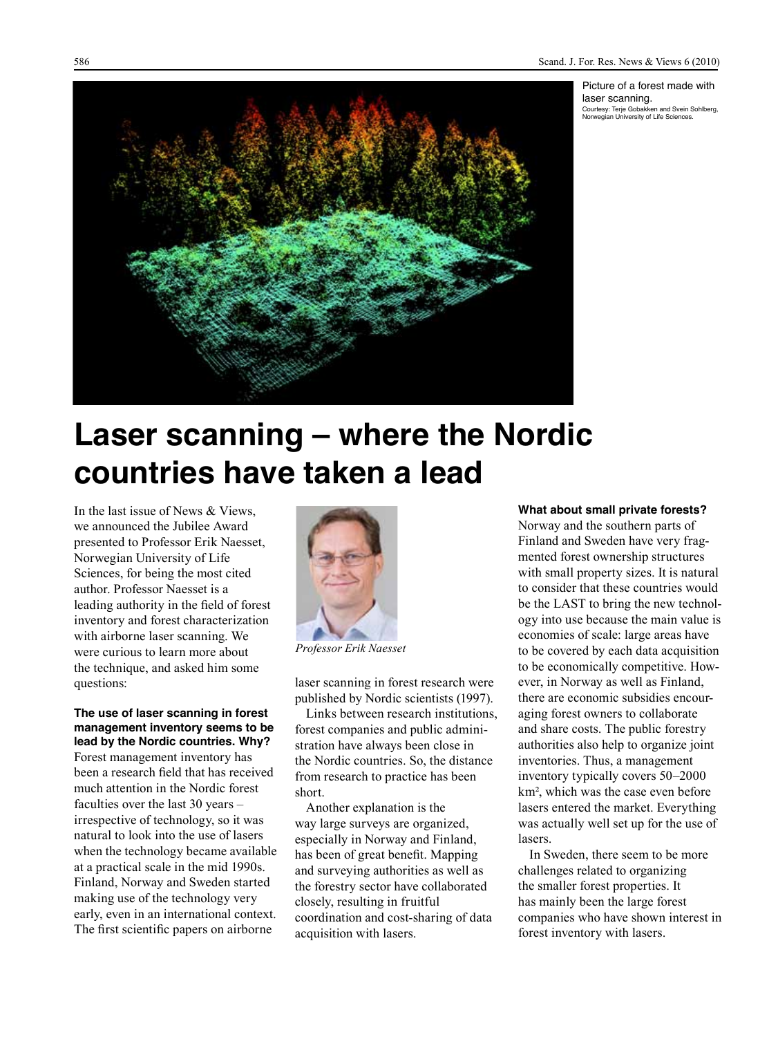Picture of a forest made with laser scanning.
Courtesy: Terje Gobakken and Svein Solberg, Norwegian University of Life Sciences.

# Laser scanning – where the Nordic countries have taken a lead

In the last issue of News & Views, we announced the Jubilee Award presented to Professor Erik Naesset, Norwegian University of Life Sciences, for being the most cited author. Professor Naesset is a leading authority in the field of forest inventory and forest characterization with airborne laser scanning. We were curious to learn more about the technique, and asked him some questions:

*Professor Erik Naesset*

**The use of laser scanning in forest management inventory seems to be lead by the Nordic countries. Why?**

Forest management inventory has been a research field that has received much attention in the Nordic forest faculties over the last 30 years – irrespective of technology, so it was natural to look into the use of lasers when the technology became available at a practical scale in the mid 1990s. Finland, Norway and Sweden started making use of the technology very early, even in an international context. The first scientific papers on airborne laser scanning in forest research were published by Nordic scientists (1997).

Links between research institutions, forest companies and public administration have always been close in the Nordic countries. So, the distance from research to practice has been short.

Another explanation is the way large surveys are organized, especially in Norway and Finland, has been of great benefit. Mapping and surveying authorities as well as the forestry sector have collaborated closely, resulting in fruitful coordination and cost-sharing of data acquisition with lasers.

**What about small private forests?**

Norway and the southern parts of Finland and Sweden have very fragmented forest ownership structures with small property sizes. It is natural to consider that these countries would be the LAST to bring the new technology into use because the main value is economies of scale: large areas have to be covered by each data acquisition to be economically competitive. However, in Norway as well as Finland, there are economic subsidies encouraging forest owners to collaborate and share costs. The public forestry authorities also help to organize joint inventories. Thus, a management inventory typically covers 50–2000 km², which was the case even before lasers entered the market. Everything was actually well set up for the use of lasers.

In Sweden, there seem to be more challenges related to organizing the smaller forest properties. It has mainly been the large forest companies who have shown interest in forest inventory with lasers.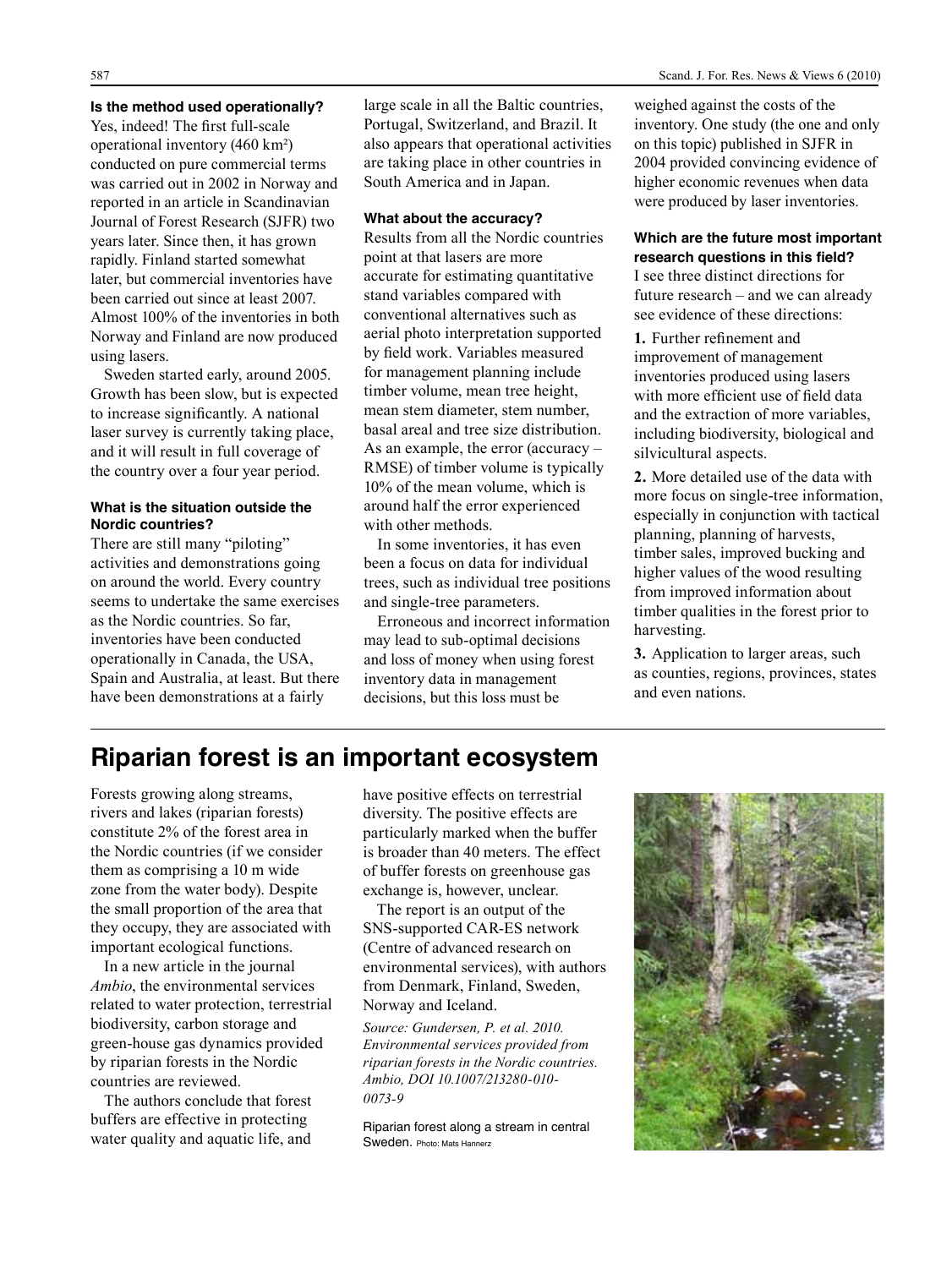**Is the method used operationally?**

Yes, indeed! The first full-scale operational inventory (460 km²) conducted on pure commercial terms was carried out in 2002 in Norway and reported in an article in Scandinavian Journal of Forest Research (SJFR) two years later. Since then, it has grown rapidly. Finland started somewhat later, but commercial inventories have been carried out since at least 2007. Almost 100% of the inventories in both Norway and Finland are now produced using lasers.

Sweden started early, around 2005. Growth has been slow, but is expected to increase significantly. A national laser survey is currently taking place, and it will result in full coverage of the country over a four year period.

**What is the situation outside the Nordic countries?**

There are still many "piloting" activities and demonstrations going on around the world. Every country seems to undertake the same exercises as the Nordic countries. So far, inventories have been conducted operationally in Canada, the USA, Spain and Australia, at least. But there have been demonstrations at a fairly large scale in all the Baltic countries, Portugal, Switzerland, and Brazil. It also appears that operational activities are taking place in other countries in South America and in Japan.

**What about the accuracy?**

Results from all the Nordic countries point at that lasers are more accurate for estimating quantitative stand variables compared with conventional alternatives such as aerial photo interpretation supported by field work. Variables measured for management planning include timber volume, mean tree height, mean stem diameter, stem number, basal areal and tree size distribution. As an example, the error (accuracy – RMSE) of timber volume is typically 10% of the mean volume, which is around half the error experienced with other methods.

In some inventories, it has even been a focus on data for individual trees, such as individual tree positions and single-tree parameters.

Erroneous and incorrect information may lead to sub-optimal decisions and loss of money when using forest inventory data in management decisions, but this loss must be weighed against the costs of the inventory. One study (the one and only on this topic) published in SJFR in 2004 provided convincing evidence of higher economic revenues when data were produced by laser inventories.

**Which are the future most important research questions in this field?**

I see three distinct directions for future research – and we can already see evidence of these directions:

**1.** Further refinement and improvement of management inventories produced using lasers with more efficient use of field data and the extraction of more variables, including biodiversity, biological and silvicultural aspects.

**2.** More detailed use of the data with more focus on single-tree information, especially in conjunction with tactical planning, planning of harvests, timber sales, improved bucking and higher values of the wood resulting from improved information about timber qualities in the forest prior to harvesting.

**3.** Application to larger areas, such as counties, regions, provinces, states and even nations.

# Riparian forest is an important ecosystem

Forests growing along streams, rivers and lakes (riparian forests) constitute 2% of the forest area in the Nordic countries (if we consider them as comprising a 10 m wide zone from the water body). Despite the small proportion of the area that they occupy, they are associated with important ecological functions.

In a new article in the journal *Ambio*, the environmental services related to water protection, terrestrial biodiversity, carbon storage and green-house gas dynamics provided by riparian forests in the Nordic countries are reviewed.

The authors conclude that forest buffers are effective in protecting water quality and aquatic life, and have positive effects on terrestrial diversity. The positive effects are particularly marked when the buffer is broader than 40 meters. The effect of buffer forests on greenhouse gas exchange is, however, unclear.

The report is an output of the SNS-supported CAR-ES network (Centre of advanced research on environmental services), with authors from Denmark, Finland, Sweden, Norway and Iceland.

*Source: Gundersen, P. et al. 2010. Environmental services provided from riparian forests in the Nordic countries. Ambio, DOI 10.1007/213280-010-0073-9*

Riparian forest along a stream in central Sweden. Photo: Mats Hannerz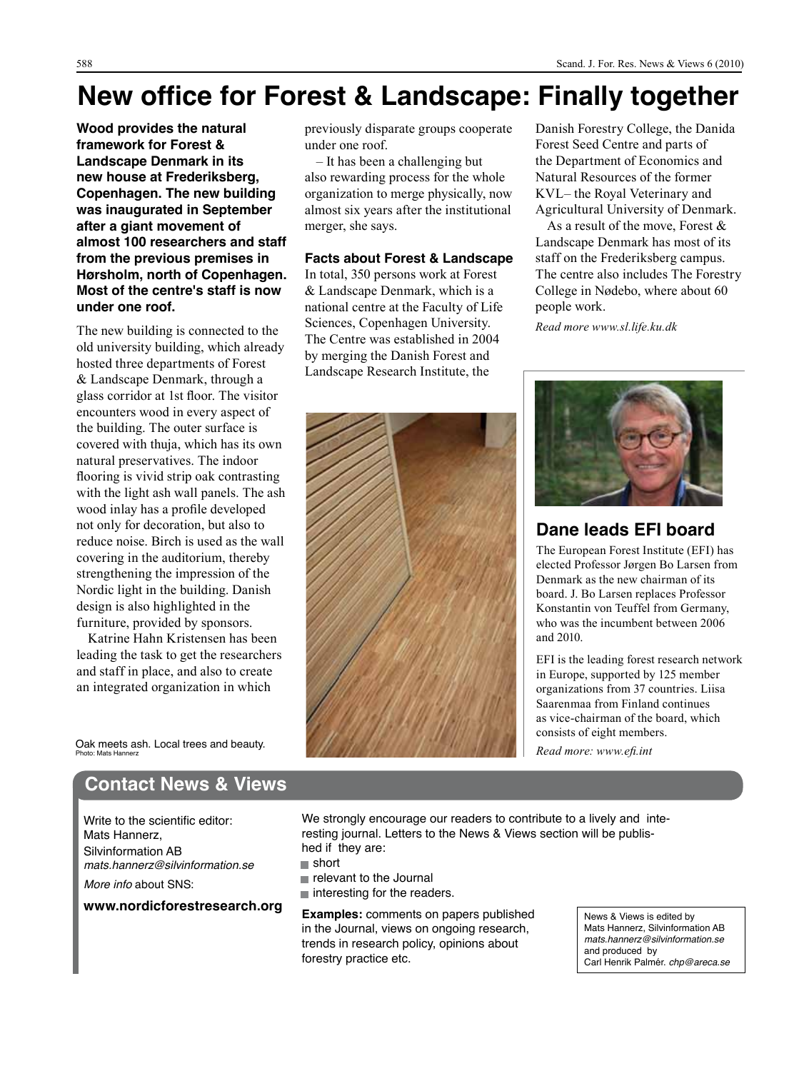# New office for Forest & Landscape: Finally together

**Wood provides the natural framework for Forest & Landscape Denmark in its new house at Frederiksberg, Copenhagen. The new building was inaugurated in September after a giant movement of almost 100 researchers and staff from the previous premises in Hørsholm, north of Copenhagen. Most of the centre's staff is now under one roof.**

The new building is connected to the old university building, which already hosted three departments of Forest & Landscape Denmark, through a glass corridor at 1st floor. The visitor encounters wood in every aspect of the building. The outer surface is covered with thuja, which has its own natural preservatives. The indoor flooring is vivid strip oak contrasting with the light ash wall panels. The ash wood inlay has a profile developed not only for decoration, but also to reduce noise. Birch is used as the wall covering in the auditorium, thereby strengthening the impression of the Nordic light in the building. Danish design is also highlighted in the furniture, provided by sponsors.

Katrine Hahn Kristensen has been leading the task to get the researchers and staff in place, and also to create an integrated organization in which previously disparate groups cooperate under one roof.

– It has been a challenging but also rewarding process for the whole organization to merge physically, now almost six years after the institutional merger, she says.

### Facts about Forest & Landscape

In total, 350 persons work at Forest & Landscape Denmark, which is a national centre at the Faculty of Life Sciences, Copenhagen University. The Centre was established in 2004 by merging the Danish Forest and Landscape Research Institute, the Danish Forestry College, the Danida Forest Seed Centre and parts of the Department of Economics and Natural Resources of the former KVL– the Royal Veterinary and Agricultural University of Denmark.

As a result of the move, Forest & Landscape Denmark has most of its staff on the Frederiksberg campus. The centre also includes The Forestry College in Nødebo, where about 60 people work.

*Read more www.sl.life.ku.dk*

Oak meets ash. Local trees and beauty.
Photo: Mats Hannerz

## Dane leads EFI board

The European Forest Institute (EFI) has elected Professor Jørgen Bo Larsen from Denmark as the new chairman of its board. J. Bo Larsen replaces Professor Konstantin von Teuffel from Germany, who was the incumbent between 2006 and 2010.

EFI is the leading forest research network in Europe, supported by 125 member organizations from 37 countries. Liisa Saarenmaa from Finland continues as vice-chairman of the board, which consists of eight members.

*Read more: www.efi.int*

## Contact News & Views

Write to the scientific editor:
Mats Hannerz,
Silvinformation AB
*mats.hannerz@silvinformation.se*

*More info* about SNS:

**www.nordicforestresearch.org**

We strongly encourage our readers to contribute to a lively and interesting journal. Letters to the News & Views section will be published if they are:

- short
- relevant to the Journal
- interesting for the readers.

**Examples:** comments on papers published in the Journal, views on ongoing research, trends in research policy, opinions about forestry practice etc.

News & Views is edited by Mats Hannerz, Silvinformation AB *mats.hannerz@silvinformation.se* and produced by Carl Henrik Palmér. *chp@areca.se*